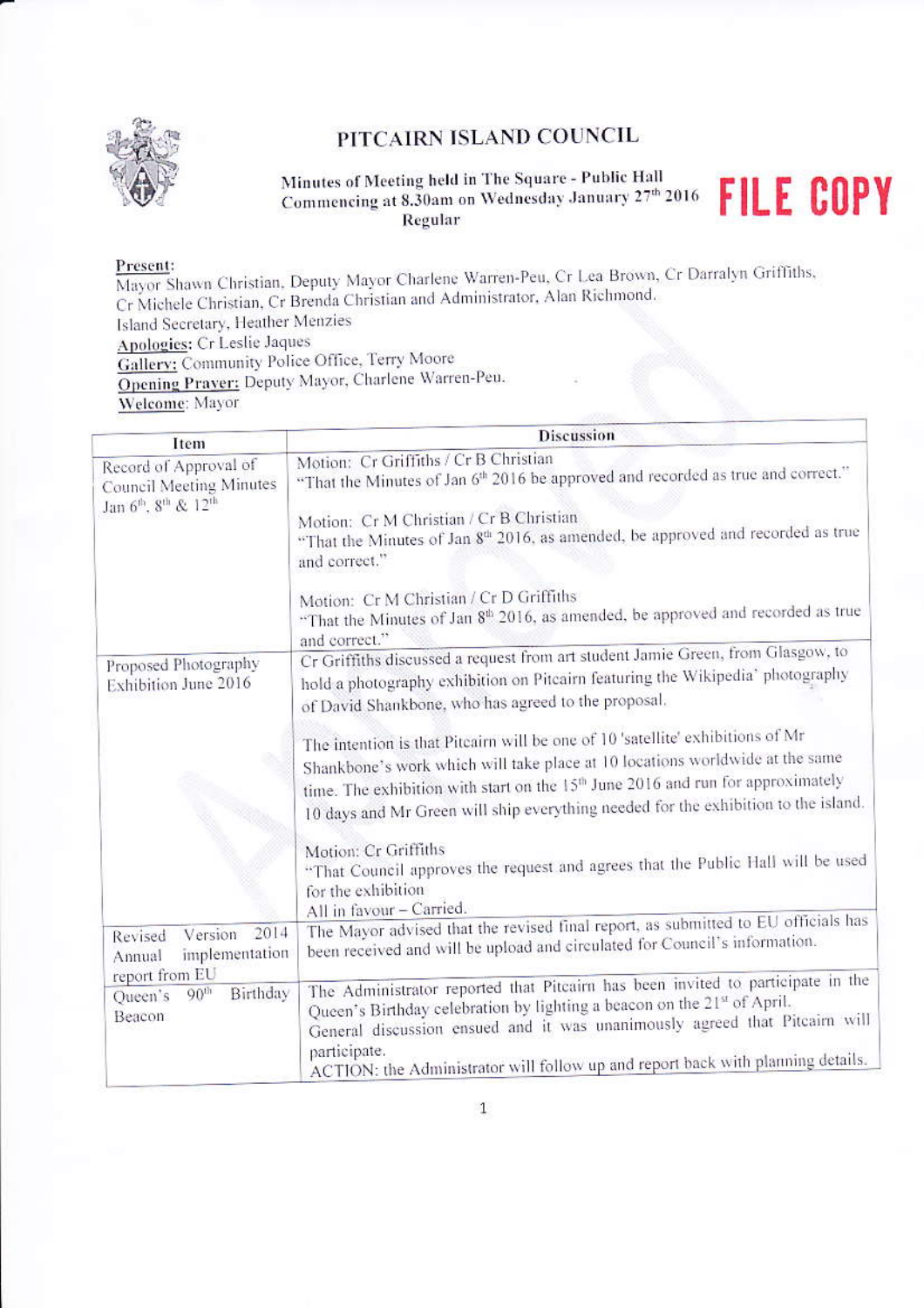# PITCAIRN ISLAND COUNCIL

Minutes of Meeting held in The Square - Public Hall
Commencing at 8.30am on Wednesday January 27th 2016
Regular

**FILE COPY**

**Present:**
Mayor Shawn Christian, Deputy Mayor Charlene Warren-Peu, Cr Lea Brown, Cr Darralyn Griffiths, Cr Michele Christian, Cr Brenda Christian and Administrator, Alan Richmond.
Island Secretary, Heather Menzies
**Apologies:** Cr Leslie Jaques
**Gallery:** Community Police Office, Terry Moore
**Opening Prayer:** Deputy Mayor, Charlene Warren-Peu.
**Welcome:** Mayor

| Item | Discussion |
|---|---|
| Record of Approval of Council Meeting Minutes Jan 6th, 8th & 12th | Motion: Cr Griffiths / Cr B Christian<br>"That the Minutes of Jan 6th 2016 be approved and recorded as true and correct."<br><br>Motion: Cr M Christian / Cr B Christian<br>"That the Minutes of Jan 8th 2016, as amended, be approved and recorded as true and correct."<br><br>Motion: Cr M Christian / Cr D Griffiths<br>"That the Minutes of Jan 8th 2016, as amended, be approved and recorded as true and correct." |
| Proposed Photography Exhibition June 2016 | Cr Griffiths discussed a request from art student Jamie Green, from Glasgow, to hold a photography exhibition on Pitcairn featuring the Wikipedia' photography of David Shankbone, who has agreed to the proposal.<br><br>The intention is that Pitcairn will be one of 10 'satellite' exhibitions of Mr Shankbone's work which will take place at 10 locations worldwide at the same time. The exhibition with start on the 15th June 2016 and run for approximately 10 days and Mr Green will ship everything needed for the exhibition to the island.<br><br>Motion: Cr Griffiths<br>"That Council approves the request and agrees that the Public Hall will be used for the exhibition<br>All in favour – Carried. |
| Revised Version 2014 Annual implementation report from EU | The Mayor advised that the revised final report, as submitted to EU officials has been received and will be upload and circulated for Council's information. |
| Queen's 90th Birthday Beacon | The Administrator reported that Pitcairn has been invited to participate in the Queen's Birthday celebration by lighting a beacon on the 21st of April.<br>General discussion ensued and it was unanimously agreed that Pitcairn will participate.<br>ACTION: the Administrator will follow up and report back with planning details. |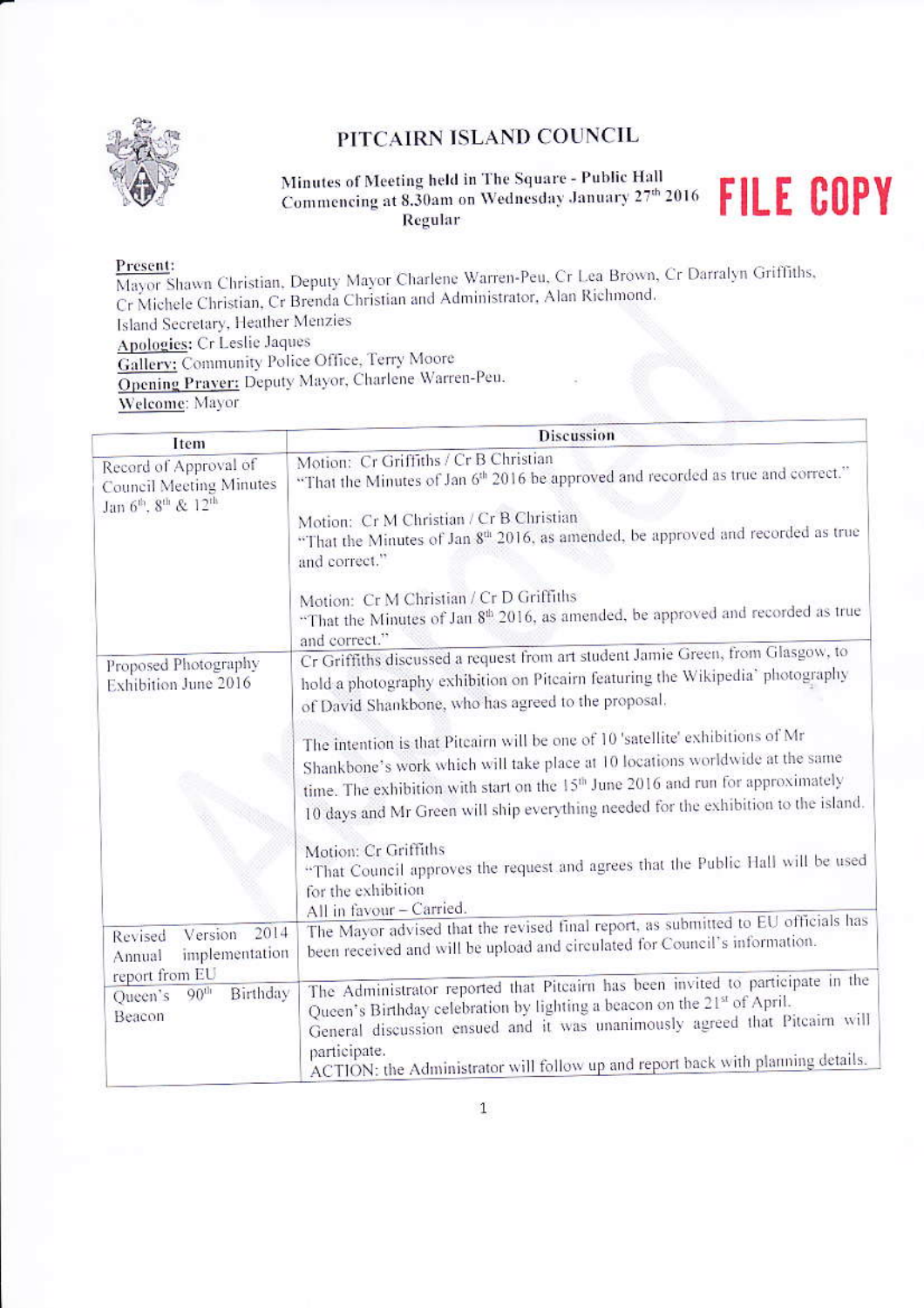# PITCAIRN ISLAND COUNCIL

**Minutes of Meeting held in The Square - Public Hall**
**Commencing at 8.30am on Wednesday January 27th 2016**
**Regular**

**FILE COPY**

**Present:**
Mayor Shawn Christian, Deputy Mayor Charlene Warren-Peu, Cr Lea Brown, Cr Darralyn Griffiths, Cr Michele Christian, Cr Brenda Christian and Administrator, Alan Richmond.
Island Secretary, Heather Menzies
**Apologies:** Cr Leslie Jaques
**Gallery:** Community Police Office, Terry Moore
**Opening Prayer:** Deputy Mayor, Charlene Warren-Peu.
**Welcome:** Mayor

| Item | Discussion |
|---|---|
| Record of Approval of Council Meeting Minutes Jan 6th, 8th & 12th | Motion: Cr Griffiths / Cr B Christian<br>"That the Minutes of Jan 6th 2016 be approved and recorded as true and correct."<br><br>Motion: Cr M Christian / Cr B Christian<br>"That the Minutes of Jan 8th 2016, as amended, be approved and recorded as true and correct."<br><br>Motion: Cr M Christian / Cr D Griffiths<br>"That the Minutes of Jan 8th 2016, as amended, be approved and recorded as true and correct." |
| Proposed Photography Exhibition June 2016 | Cr Griffiths discussed a request from art student Jamie Green, from Glasgow, to hold a photography exhibition on Pitcairn featuring the Wikipedia' photography of David Shankbone, who has agreed to the proposal.<br><br>The intention is that Pitcairn will be one of 10 'satellite' exhibitions of Mr Shankbone's work which will take place at 10 locations worldwide at the same time. The exhibition with start on the 15th June 2016 and run for approximately 10 days and Mr Green will ship everything needed for the exhibition to the island.<br><br>Motion: Cr Griffiths<br>"That Council approves the request and agrees that the Public Hall will be used for the exhibition<br>All in favour – Carried. |
| Revised Version 2014 Annual implementation report from EU | The Mayor advised that the revised final report, as submitted to EU officials has been received and will be upload and circulated for Council's information. |
| Queen's 90th Birthday Beacon | The Administrator reported that Pitcairn has been invited to participate in the Queen's Birthday celebration by lighting a beacon on the 21st of April.<br>General discussion ensued and it was unanimously agreed that Pitcairn will participate.<br>ACTION: the Administrator will follow up and report back with planning details. |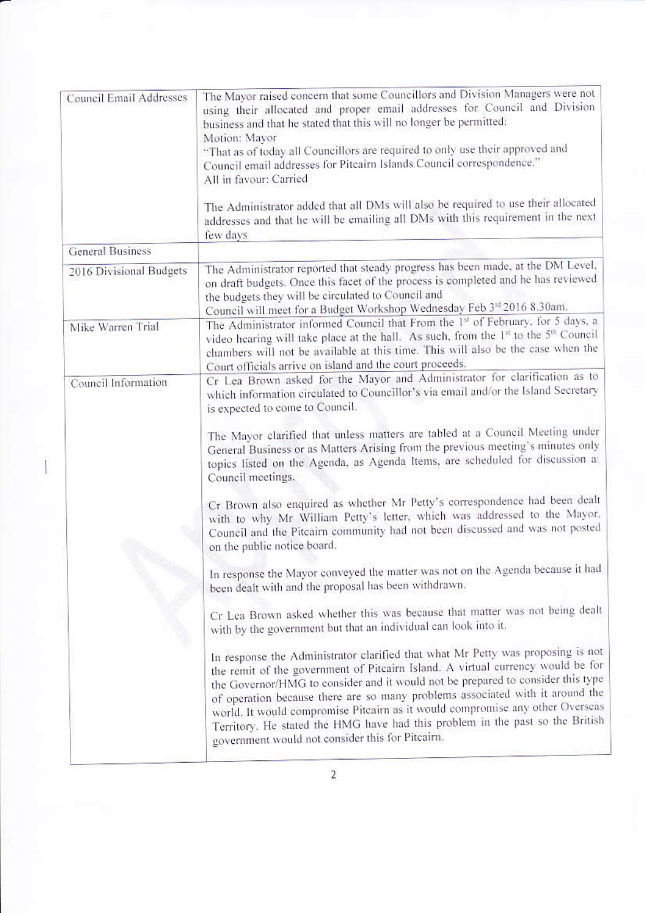| | |
|---|---|
| Council Email Addresses | The Mayor raised concern that some Councillors and Division Managers were not using their allocated and proper email addresses for Council and Division business and that he stated that this will no longer be permitted:<br>Motion: Mayor<br>"That as of today all Councillors are required to only use their approved and Council email addresses for Pitcairn Islands Council correspondence."<br>All in favour: Carried<br><br>The Administrator added that all DMs will also be required to use their allocated addresses and that he will be emailing all DMs with this requirement in the next few days |
| General Business | |
| 2016 Divisional Budgets | The Administrator reported that steady progress has been made, at the DM Level, on draft budgets. Once this facet of the process is completed and he has reviewed the budgets they will be circulated to Council and<br>Council will meet for a Budget Workshop Wednesday Feb 3rd 2016 8.30am. |
| Mike Warren Trial | The Administrator informed Council that From the 1st of February, for 5 days, a video hearing will take place at the hall. As such, from the 1st to the 5th Council chambers will not be available at this time. This will also be the case when the Court officials arrive on island and the court proceeds. |
| Council Information | Cr Lea Brown asked for the Mayor and Administrator for clarification as to which information circulated to Councillor's via email and/or the Island Secretary is expected to come to Council.<br><br>The Mayor clarified that unless matters are tabled at a Council Meeting under General Business or as Matters Arising from the previous meeting's minutes only topics listed on the Agenda, as Agenda Items, are scheduled for discussion at Council meetings.<br><br>Cr Brown also enquired as whether Mr Petty's correspondence had been dealt with to why Mr William Petty's letter, which was addressed to the Mayor, Council and the Pitcairn community had not been discussed and was not posted on the public notice board.<br><br>In response the Mayor conveyed the matter was not on the Agenda because it had been dealt with and the proposal has been withdrawn.<br><br>Cr Lea Brown asked whether this was because that matter was not being dealt with by the government but that an individual can look into it.<br><br>In response the Administrator clarified that what Mr Petty was proposing is not the remit of the government of Pitcairn Island. A virtual currency would be for the Governor/HMG to consider and it would not be prepared to consider this type of operation because there are so many problems associated with it around the world. It would compromise Pitcairn as it would compromise any other Overseas Territory. He stated the HMG have had this problem in the past so the British government would not consider this for Pitcairn. |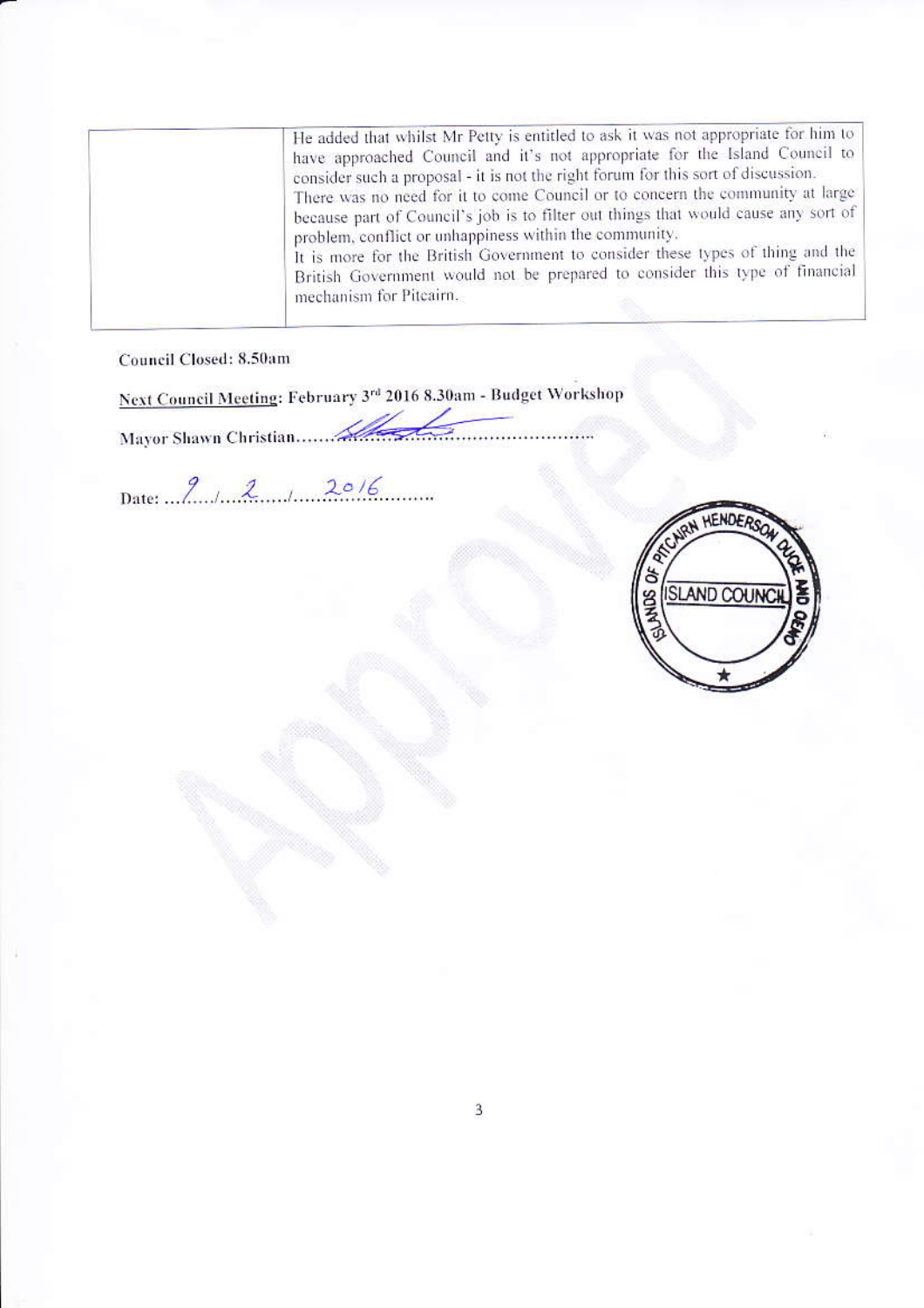| | |
|---|---|
| | He added that whilst Mr Petty is entitled to ask it was not appropriate for him to have approached Council and it's not appropriate for the Island Council to consider such a proposal - it is not the right forum for this sort of discussion.<br>There was no need for it to come Council or to concern the community at large because part of Council's job is to filter out things that would cause any sort of problem, conflict or unhappiness within the community.<br>It is more for the British Government to consider these types of thing and the British Government would not be prepared to consider this type of financial mechanism for Pitcairn. |

**Council Closed: 8.50am**

**Next Council Meeting: February 3rd 2016 8.30am - Budget Workshop**

**Mayor Shawn Christian**.......................................

**Date:** 9/2/2016

ISLANDS OF PITCAIRN HENDERSON DUCIE AND OENO
ISLAND COUNCIL

Approved